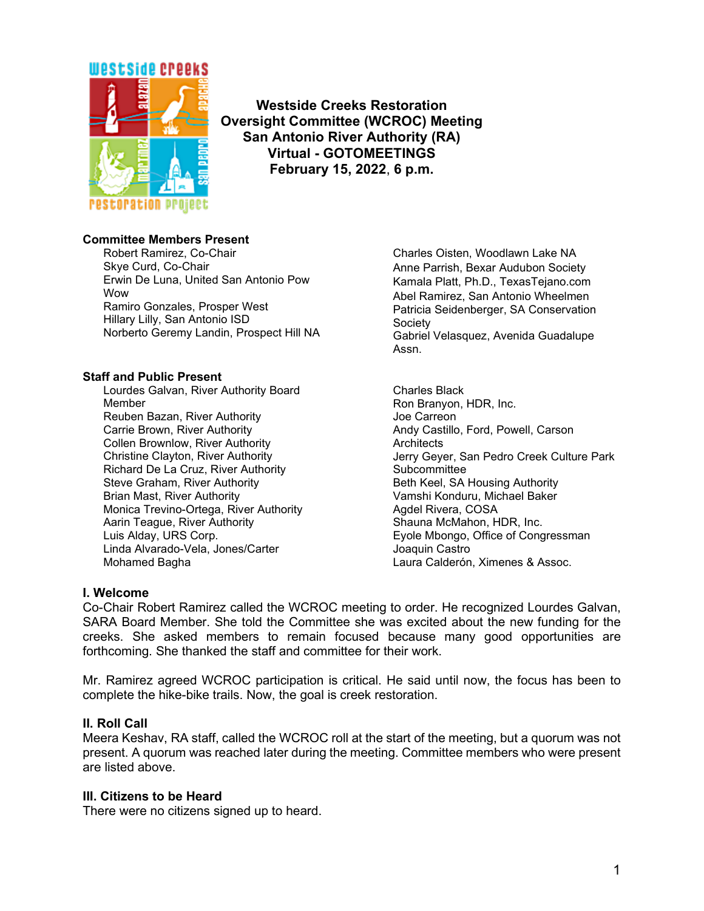# Westside Creeks Restoration Oversight Committee (WCROC) Meeting
## San Antonio River Authority (RA)
## Virtual - GOTOMEETINGS
## February 15, 2022, 6 p.m.

**Committee Members Present**

Robert Ramirez, Co-Chair
Skye Curd, Co-Chair
Erwin De Luna, United San Antonio Pow Wow
Ramiro Gonzales, Prosper West
Hillary Lilly, San Antonio ISD
Norberto Geremy Landin, Prospect Hill NA
Charles Oisten, Woodlawn Lake NA
Anne Parrish, Bexar Audubon Society
Kamala Platt, Ph.D., TexasTejano.com
Abel Ramirez, San Antonio Wheelmen
Patricia Seidenberger, SA Conservation Society
Gabriel Velasquez, Avenida Guadalupe Assn.

**Staff and Public Present**

Lourdes Galvan, River Authority Board Member
Reuben Bazan, River Authority
Carrie Brown, River Authority
Collen Brownlow, River Authority
Christine Clayton, River Authority
Richard De La Cruz, River Authority
Steve Graham, River Authority
Brian Mast, River Authority
Monica Trevino-Ortega, River Authority
Aarin Teague, River Authority
Luis Alday, URS Corp.
Linda Alvarado-Vela, Jones/Carter
Mohamed Bagha
Charles Black
Ron Branyon, HDR, Inc.
Joe Carreon
Andy Castillo, Ford, Powell, Carson Architects
Jerry Geyer, San Pedro Creek Culture Park Subcommittee
Beth Keel, SA Housing Authority
Vamshi Konduru, Michael Baker
Agdel Rivera, COSA
Shauna McMahon, HDR, Inc.
Eyole Mbongo, Office of Congressman Joaquin Castro
Laura Calderón, Ximenes & Assoc.

### I. Welcome

Co-Chair Robert Ramirez called the WCROC meeting to order. He recognized Lourdes Galvan, SARA Board Member. She told the Committee she was excited about the new funding for the creeks. She asked members to remain focused because many good opportunities are forthcoming. She thanked the staff and committee for their work.

Mr. Ramirez agreed WCROC participation is critical. He said until now, the focus has been to complete the hike-bike trails. Now, the goal is creek restoration.

### II. Roll Call

Meera Keshav, RA staff, called the WCROC roll at the start of the meeting, but a quorum was not present. A quorum was reached later during the meeting. Committee members who were present are listed above.

### III. Citizens to be Heard

There were no citizens signed up to heard.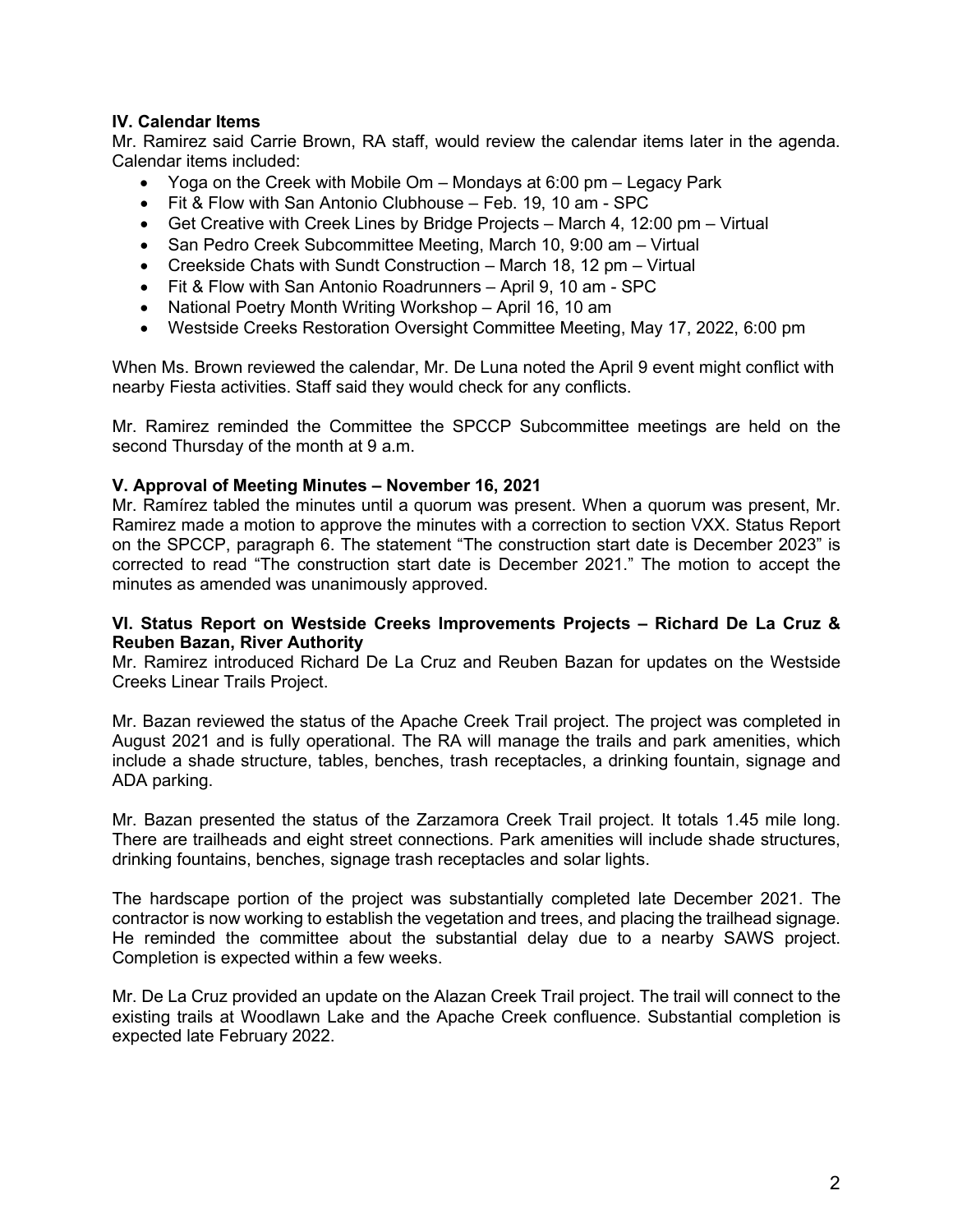**IV. Calendar Items**

Mr. Ramirez said Carrie Brown, RA staff, would review the calendar items later in the agenda. Calendar items included:

- Yoga on the Creek with Mobile Om – Mondays at 6:00 pm – Legacy Park
- Fit & Flow with San Antonio Clubhouse – Feb. 19, 10 am - SPC
- Get Creative with Creek Lines by Bridge Projects – March 4, 12:00 pm – Virtual
- San Pedro Creek Subcommittee Meeting, March 10, 9:00 am – Virtual
- Creekside Chats with Sundt Construction – March 18, 12 pm – Virtual
- Fit & Flow with San Antonio Roadrunners – April 9, 10 am - SPC
- National Poetry Month Writing Workshop – April 16, 10 am
- Westside Creeks Restoration Oversight Committee Meeting, May 17, 2022, 6:00 pm

When Ms. Brown reviewed the calendar, Mr. De Luna noted the April 9 event might conflict with nearby Fiesta activities. Staff said they would check for any conflicts.

Mr. Ramirez reminded the Committee the SPCCP Subcommittee meetings are held on the second Thursday of the month at 9 a.m.

**V. Approval of Meeting Minutes – November 16, 2021**

Mr. Ramírez tabled the minutes until a quorum was present. When a quorum was present, Mr. Ramirez made a motion to approve the minutes with a correction to section VXX. Status Report on the SPCCP, paragraph 6. The statement "The construction start date is December 2023" is corrected to read "The construction start date is December 2021." The motion to accept the minutes as amended was unanimously approved.

**VI. Status Report on Westside Creeks Improvements Projects – Richard De La Cruz & Reuben Bazan, River Authority**

Mr. Ramirez introduced Richard De La Cruz and Reuben Bazan for updates on the Westside Creeks Linear Trails Project.

Mr. Bazan reviewed the status of the Apache Creek Trail project. The project was completed in August 2021 and is fully operational. The RA will manage the trails and park amenities, which include a shade structure, tables, benches, trash receptacles, a drinking fountain, signage and ADA parking.

Mr. Bazan presented the status of the Zarzamora Creek Trail project. It totals 1.45 mile long. There are trailheads and eight street connections. Park amenities will include shade structures, drinking fountains, benches, signage trash receptacles and solar lights.

The hardscape portion of the project was substantially completed late December 2021. The contractor is now working to establish the vegetation and trees, and placing the trailhead signage. He reminded the committee about the substantial delay due to a nearby SAWS project. Completion is expected within a few weeks.

Mr. De La Cruz provided an update on the Alazan Creek Trail project. The trail will connect to the existing trails at Woodlawn Lake and the Apache Creek confluence. Substantial completion is expected late February 2022.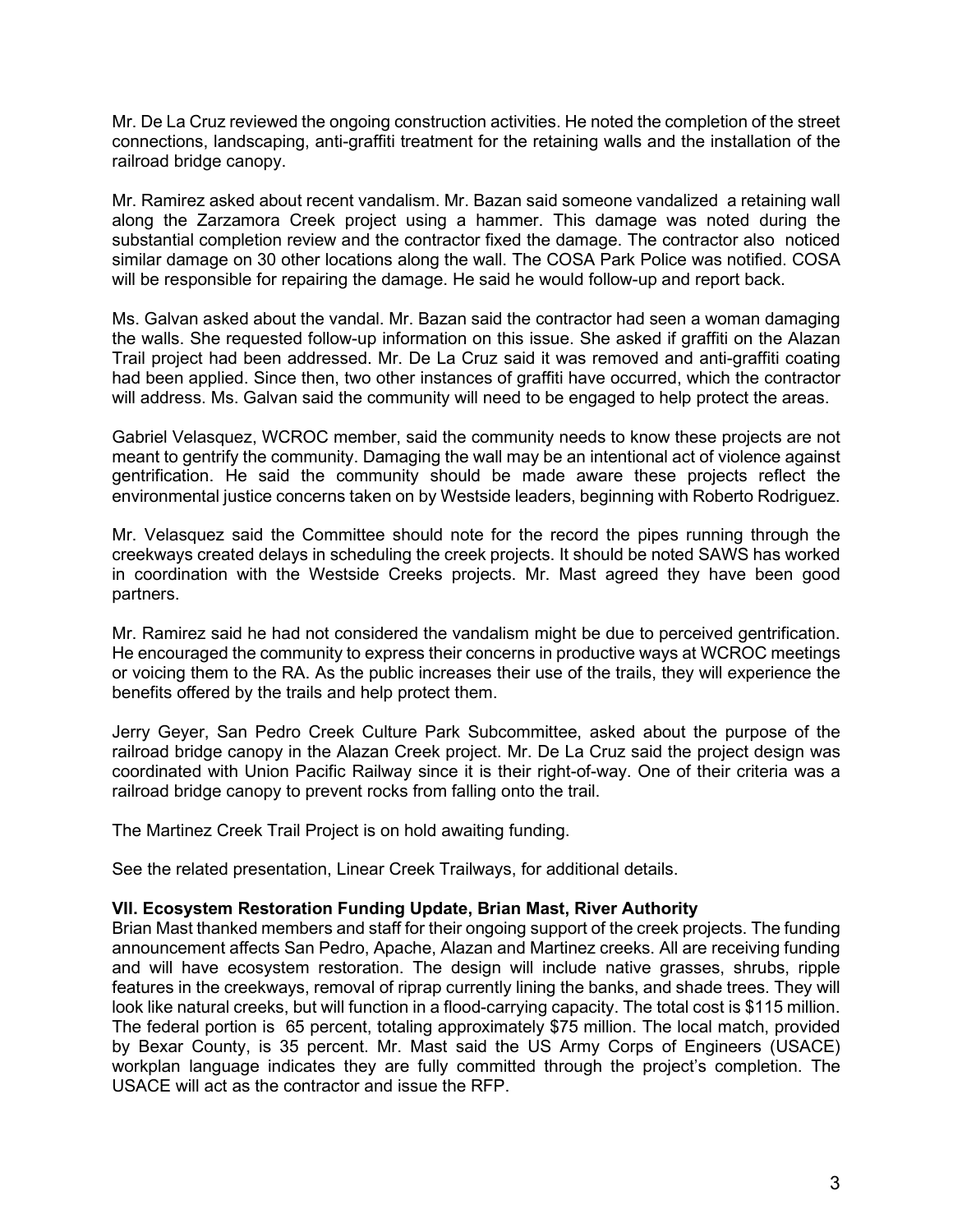Mr. De La Cruz reviewed the ongoing construction activities. He noted the completion of the street connections, landscaping, anti-graffiti treatment for the retaining walls and the installation of the railroad bridge canopy.

Mr. Ramirez asked about recent vandalism. Mr. Bazan said someone vandalized a retaining wall along the Zarzamora Creek project using a hammer. This damage was noted during the substantial completion review and the contractor fixed the damage. The contractor also noticed similar damage on 30 other locations along the wall. The COSA Park Police was notified. COSA will be responsible for repairing the damage. He said he would follow-up and report back.

Ms. Galvan asked about the vandal. Mr. Bazan said the contractor had seen a woman damaging the walls. She requested follow-up information on this issue. She asked if graffiti on the Alazan Trail project had been addressed. Mr. De La Cruz said it was removed and anti-graffiti coating had been applied. Since then, two other instances of graffiti have occurred, which the contractor will address. Ms. Galvan said the community will need to be engaged to help protect the areas.

Gabriel Velasquez, WCROC member, said the community needs to know these projects are not meant to gentrify the community. Damaging the wall may be an intentional act of violence against gentrification. He said the community should be made aware these projects reflect the environmental justice concerns taken on by Westside leaders, beginning with Roberto Rodriguez.

Mr. Velasquez said the Committee should note for the record the pipes running through the creekways created delays in scheduling the creek projects. It should be noted SAWS has worked in coordination with the Westside Creeks projects. Mr. Mast agreed they have been good partners.

Mr. Ramirez said he had not considered the vandalism might be due to perceived gentrification. He encouraged the community to express their concerns in productive ways at WCROC meetings or voicing them to the RA. As the public increases their use of the trails, they will experience the benefits offered by the trails and help protect them.

Jerry Geyer, San Pedro Creek Culture Park Subcommittee, asked about the purpose of the railroad bridge canopy in the Alazan Creek project. Mr. De La Cruz said the project design was coordinated with Union Pacific Railway since it is their right-of-way. One of their criteria was a railroad bridge canopy to prevent rocks from falling onto the trail.

The Martinez Creek Trail Project is on hold awaiting funding.

See the related presentation, Linear Creek Trailways, for additional details.

**VII. Ecosystem Restoration Funding Update, Brian Mast, River Authority**

Brian Mast thanked members and staff for their ongoing support of the creek projects. The funding announcement affects San Pedro, Apache, Alazan and Martinez creeks. All are receiving funding and will have ecosystem restoration. The design will include native grasses, shrubs, ripple features in the creekways, removal of riprap currently lining the banks, and shade trees. They will look like natural creeks, but will function in a flood-carrying capacity. The total cost is $115 million. The federal portion is 65 percent, totaling approximately $75 million. The local match, provided by Bexar County, is 35 percent. Mr. Mast said the US Army Corps of Engineers (USACE) workplan language indicates they are fully committed through the project's completion. The USACE will act as the contractor and issue the RFP.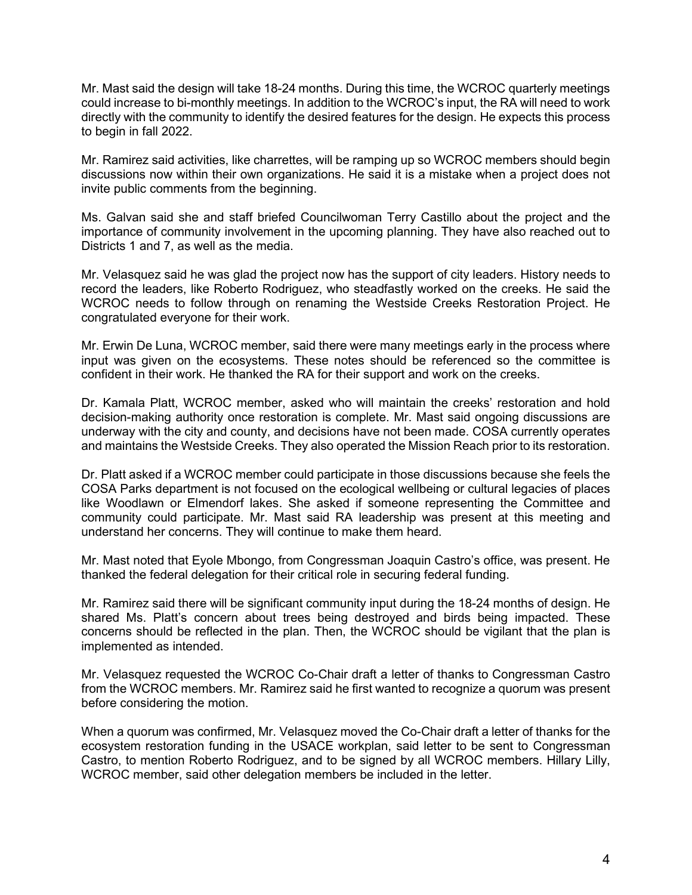Mr. Mast said the design will take 18-24 months. During this time, the WCROC quarterly meetings could increase to bi-monthly meetings. In addition to the WCROC's input, the RA will need to work directly with the community to identify the desired features for the design. He expects this process to begin in fall 2022.

Mr. Ramirez said activities, like charrettes, will be ramping up so WCROC members should begin discussions now within their own organizations. He said it is a mistake when a project does not invite public comments from the beginning.

Ms. Galvan said she and staff briefed Councilwoman Terry Castillo about the project and the importance of community involvement in the upcoming planning. They have also reached out to Districts 1 and 7, as well as the media.

Mr. Velasquez said he was glad the project now has the support of city leaders. History needs to record the leaders, like Roberto Rodriguez, who steadfastly worked on the creeks. He said the WCROC needs to follow through on renaming the Westside Creeks Restoration Project. He congratulated everyone for their work.

Mr. Erwin De Luna, WCROC member, said there were many meetings early in the process where input was given on the ecosystems. These notes should be referenced so the committee is confident in their work. He thanked the RA for their support and work on the creeks.

Dr. Kamala Platt, WCROC member, asked who will maintain the creeks' restoration and hold decision-making authority once restoration is complete. Mr. Mast said ongoing discussions are underway with the city and county, and decisions have not been made. COSA currently operates and maintains the Westside Creeks. They also operated the Mission Reach prior to its restoration.

Dr. Platt asked if a WCROC member could participate in those discussions because she feels the COSA Parks department is not focused on the ecological wellbeing or cultural legacies of places like Woodlawn or Elmendorf lakes. She asked if someone representing the Committee and community could participate. Mr. Mast said RA leadership was present at this meeting and understand her concerns. They will continue to make them heard.

Mr. Mast noted that Eyole Mbongo, from Congressman Joaquin Castro's office, was present. He thanked the federal delegation for their critical role in securing federal funding.

Mr. Ramirez said there will be significant community input during the 18-24 months of design. He shared Ms. Platt's concern about trees being destroyed and birds being impacted. These concerns should be reflected in the plan. Then, the WCROC should be vigilant that the plan is implemented as intended.

Mr. Velasquez requested the WCROC Co-Chair draft a letter of thanks to Congressman Castro from the WCROC members. Mr. Ramirez said he first wanted to recognize a quorum was present before considering the motion.

When a quorum was confirmed, Mr. Velasquez moved the Co-Chair draft a letter of thanks for the ecosystem restoration funding in the USACE workplan, said letter to be sent to Congressman Castro, to mention Roberto Rodriguez, and to be signed by all WCROC members. Hillary Lilly, WCROC member, said other delegation members be included in the letter.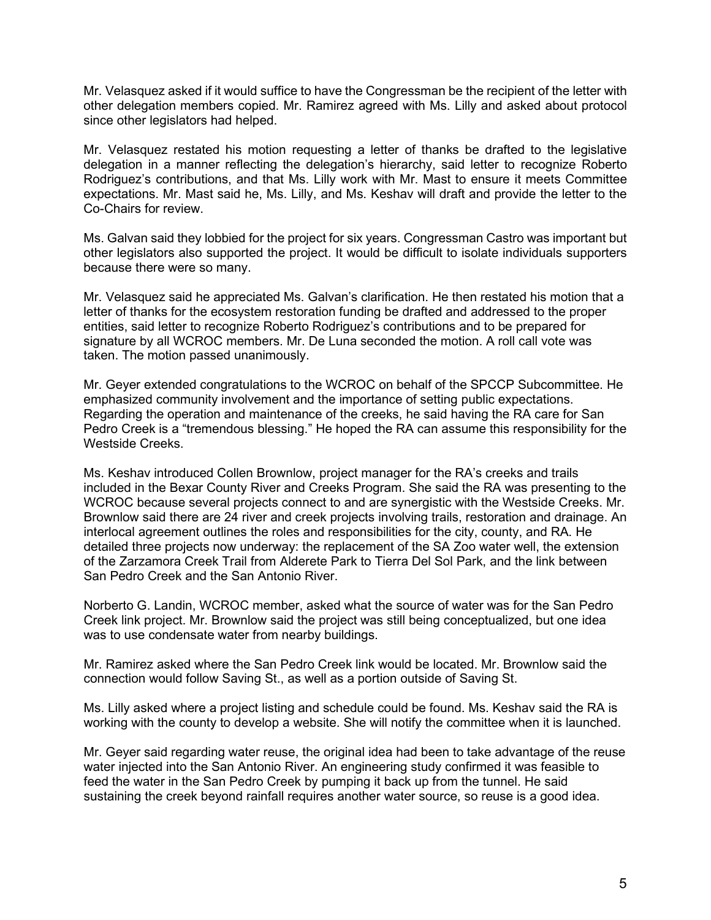Mr. Velasquez asked if it would suffice to have the Congressman be the recipient of the letter with other delegation members copied. Mr. Ramirez agreed with Ms. Lilly and asked about protocol since other legislators had helped.

Mr. Velasquez restated his motion requesting a letter of thanks be drafted to the legislative delegation in a manner reflecting the delegation's hierarchy, said letter to recognize Roberto Rodriguez's contributions, and that Ms. Lilly work with Mr. Mast to ensure it meets Committee expectations. Mr. Mast said he, Ms. Lilly, and Ms. Keshav will draft and provide the letter to the Co-Chairs for review.

Ms. Galvan said they lobbied for the project for six years. Congressman Castro was important but other legislators also supported the project. It would be difficult to isolate individuals supporters because there were so many.

Mr. Velasquez said he appreciated Ms. Galvan's clarification. He then restated his motion that a letter of thanks for the ecosystem restoration funding be drafted and addressed to the proper entities, said letter to recognize Roberto Rodriguez's contributions and to be prepared for signature by all WCROC members. Mr. De Luna seconded the motion. A roll call vote was taken. The motion passed unanimously.

Mr. Geyer extended congratulations to the WCROC on behalf of the SPCCP Subcommittee. He emphasized community involvement and the importance of setting public expectations. Regarding the operation and maintenance of the creeks, he said having the RA care for San Pedro Creek is a "tremendous blessing." He hoped the RA can assume this responsibility for the Westside Creeks.

Ms. Keshav introduced Collen Brownlow, project manager for the RA's creeks and trails included in the Bexar County River and Creeks Program. She said the RA was presenting to the WCROC because several projects connect to and are synergistic with the Westside Creeks. Mr. Brownlow said there are 24 river and creek projects involving trails, restoration and drainage. An interlocal agreement outlines the roles and responsibilities for the city, county, and RA. He detailed three projects now underway: the replacement of the SA Zoo water well, the extension of the Zarzamora Creek Trail from Alderete Park to Tierra Del Sol Park, and the link between San Pedro Creek and the San Antonio River.

Norberto G. Landin, WCROC member, asked what the source of water was for the San Pedro Creek link project. Mr. Brownlow said the project was still being conceptualized, but one idea was to use condensate water from nearby buildings.

Mr. Ramirez asked where the San Pedro Creek link would be located. Mr. Brownlow said the connection would follow Saving St., as well as a portion outside of Saving St.

Ms. Lilly asked where a project listing and schedule could be found. Ms. Keshav said the RA is working with the county to develop a website. She will notify the committee when it is launched.

Mr. Geyer said regarding water reuse, the original idea had been to take advantage of the reuse water injected into the San Antonio River. An engineering study confirmed it was feasible to feed the water in the San Pedro Creek by pumping it back up from the tunnel. He said sustaining the creek beyond rainfall requires another water source, so reuse is a good idea.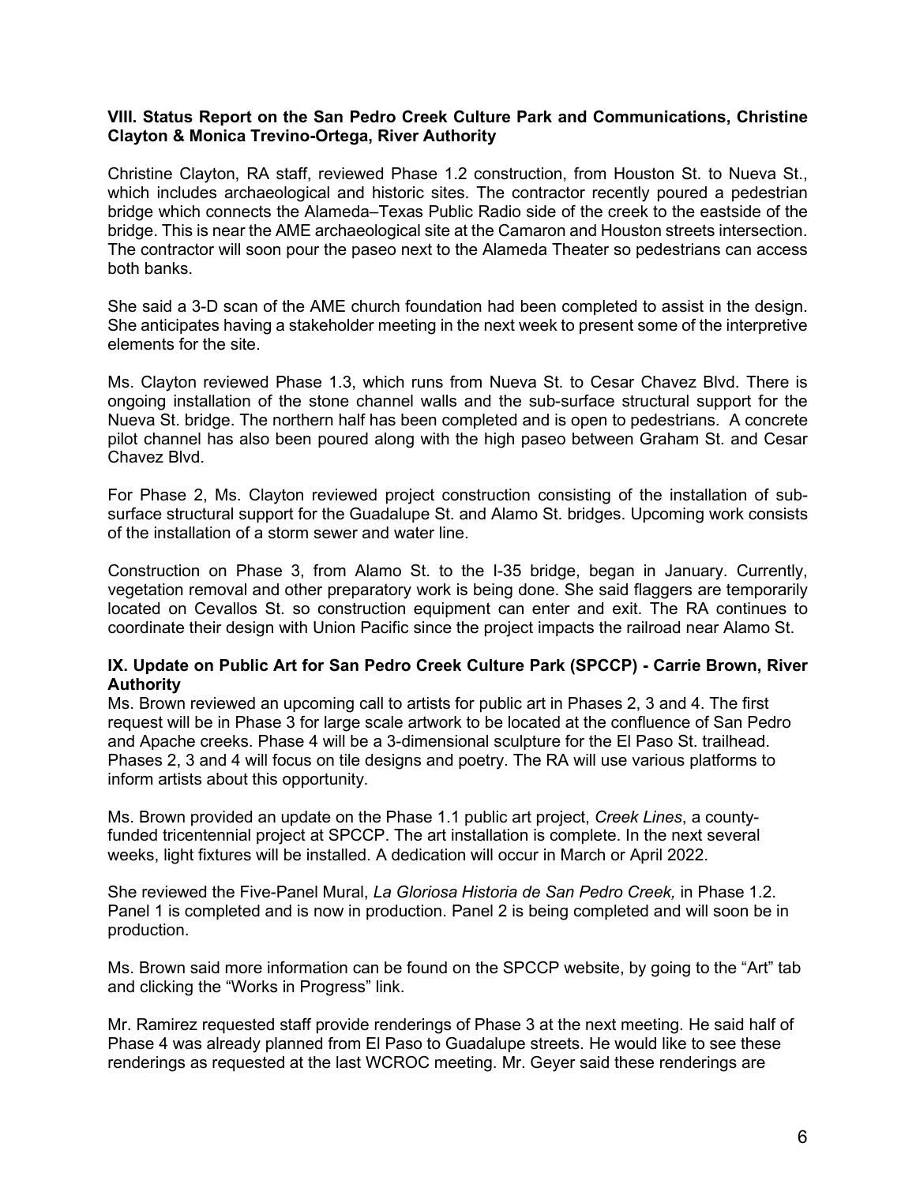**VIII. Status Report on the San Pedro Creek Culture Park and Communications, Christine Clayton & Monica Trevino-Ortega, River Authority**

Christine Clayton, RA staff, reviewed Phase 1.2 construction, from Houston St. to Nueva St., which includes archaeological and historic sites. The contractor recently poured a pedestrian bridge which connects the Alameda–Texas Public Radio side of the creek to the eastside of the bridge. This is near the AME archaeological site at the Camaron and Houston streets intersection. The contractor will soon pour the paseo next to the Alameda Theater so pedestrians can access both banks.

She said a 3-D scan of the AME church foundation had been completed to assist in the design. She anticipates having a stakeholder meeting in the next week to present some of the interpretive elements for the site.

Ms. Clayton reviewed Phase 1.3, which runs from Nueva St. to Cesar Chavez Blvd. There is ongoing installation of the stone channel walls and the sub-surface structural support for the Nueva St. bridge. The northern half has been completed and is open to pedestrians. A concrete pilot channel has also been poured along with the high paseo between Graham St. and Cesar Chavez Blvd.

For Phase 2, Ms. Clayton reviewed project construction consisting of the installation of sub-surface structural support for the Guadalupe St. and Alamo St. bridges. Upcoming work consists of the installation of a storm sewer and water line.

Construction on Phase 3, from Alamo St. to the I-35 bridge, began in January. Currently, vegetation removal and other preparatory work is being done. She said flaggers are temporarily located on Cevallos St. so construction equipment can enter and exit. The RA continues to coordinate their design with Union Pacific since the project impacts the railroad near Alamo St.

**IX. Update on Public Art for San Pedro Creek Culture Park (SPCCP) - Carrie Brown, River Authority**

Ms. Brown reviewed an upcoming call to artists for public art in Phases 2, 3 and 4. The first request will be in Phase 3 for large scale artwork to be located at the confluence of San Pedro and Apache creeks. Phase 4 will be a 3-dimensional sculpture for the El Paso St. trailhead. Phases 2, 3 and 4 will focus on tile designs and poetry. The RA will use various platforms to inform artists about this opportunity.

Ms. Brown provided an update on the Phase 1.1 public art project, *Creek Lines*, a county-funded tricentennial project at SPCCP. The art installation is complete. In the next several weeks, light fixtures will be installed. A dedication will occur in March or April 2022.

She reviewed the Five-Panel Mural, *La Gloriosa Historia de San Pedro Creek,* in Phase 1.2. Panel 1 is completed and is now in production. Panel 2 is being completed and will soon be in production.

Ms. Brown said more information can be found on the SPCCP website, by going to the "Art" tab and clicking the "Works in Progress" link.

Mr. Ramirez requested staff provide renderings of Phase 3 at the next meeting. He said half of Phase 4 was already planned from El Paso to Guadalupe streets. He would like to see these renderings as requested at the last WCROC meeting. Mr. Geyer said these renderings are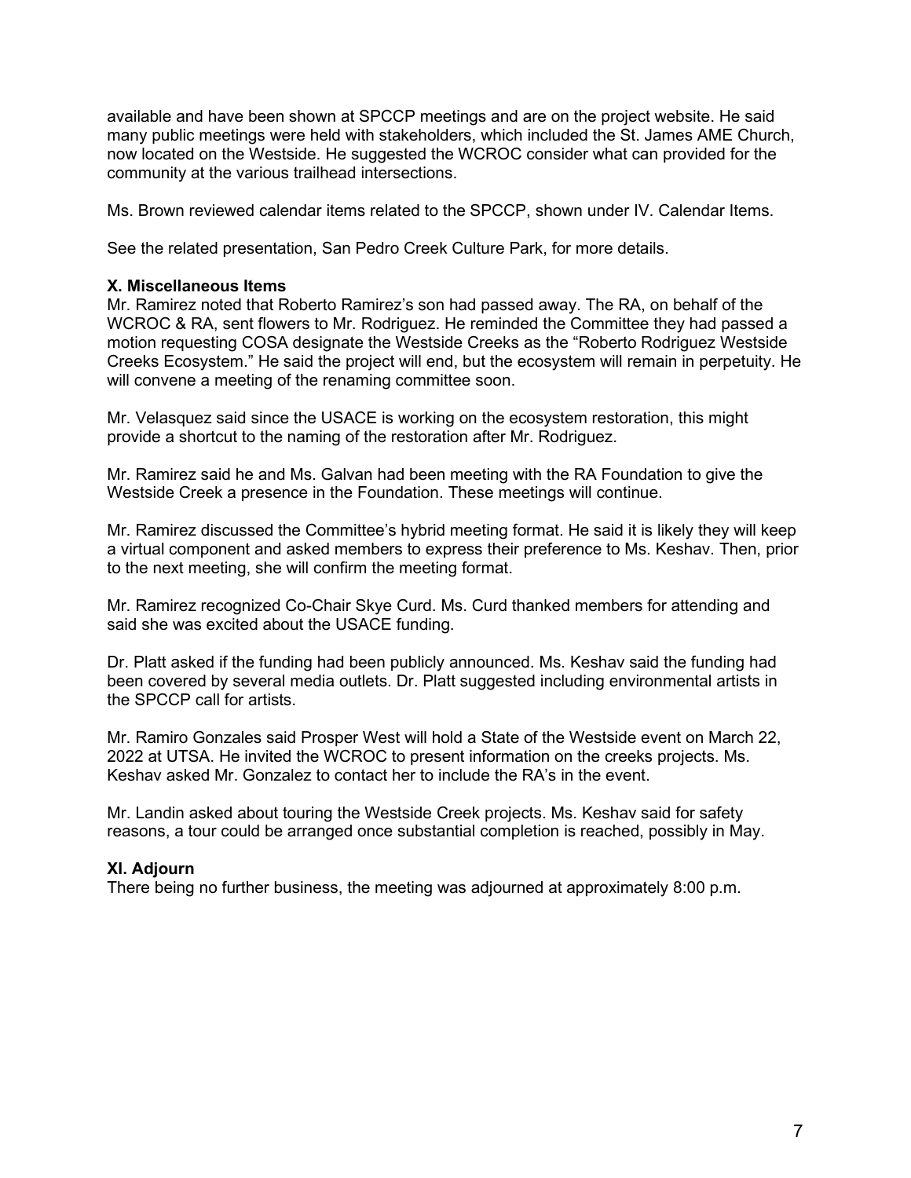available and have been shown at SPCCP meetings and are on the project website. He said many public meetings were held with stakeholders, which included the St. James AME Church, now located on the Westside. He suggested the WCROC consider what can provided for the community at the various trailhead intersections.

Ms. Brown reviewed calendar items related to the SPCCP, shown under IV. Calendar Items.

See the related presentation, San Pedro Creek Culture Park, for more details.

**X. Miscellaneous Items**

Mr. Ramirez noted that Roberto Ramirez's son had passed away. The RA, on behalf of the WCROC & RA, sent flowers to Mr. Rodriguez. He reminded the Committee they had passed a motion requesting COSA designate the Westside Creeks as the "Roberto Rodriguez Westside Creeks Ecosystem." He said the project will end, but the ecosystem will remain in perpetuity. He will convene a meeting of the renaming committee soon.

Mr. Velasquez said since the USACE is working on the ecosystem restoration, this might provide a shortcut to the naming of the restoration after Mr. Rodriguez.

Mr. Ramirez said he and Ms. Galvan had been meeting with the RA Foundation to give the Westside Creek a presence in the Foundation. These meetings will continue.

Mr. Ramirez discussed the Committee's hybrid meeting format. He said it is likely they will keep a virtual component and asked members to express their preference to Ms. Keshav. Then, prior to the next meeting, she will confirm the meeting format.

Mr. Ramirez recognized Co-Chair Skye Curd. Ms. Curd thanked members for attending and said she was excited about the USACE funding.

Dr. Platt asked if the funding had been publicly announced. Ms. Keshav said the funding had been covered by several media outlets. Dr. Platt suggested including environmental artists in the SPCCP call for artists.

Mr. Ramiro Gonzales said Prosper West will hold a State of the Westside event on March 22, 2022 at UTSA. He invited the WCROC to present information on the creeks projects. Ms. Keshav asked Mr. Gonzalez to contact her to include the RA's in the event.

Mr. Landin asked about touring the Westside Creek projects. Ms. Keshav said for safety reasons, a tour could be arranged once substantial completion is reached, possibly in May.

**XI. Adjourn**

There being no further business, the meeting was adjourned at approximately 8:00 p.m.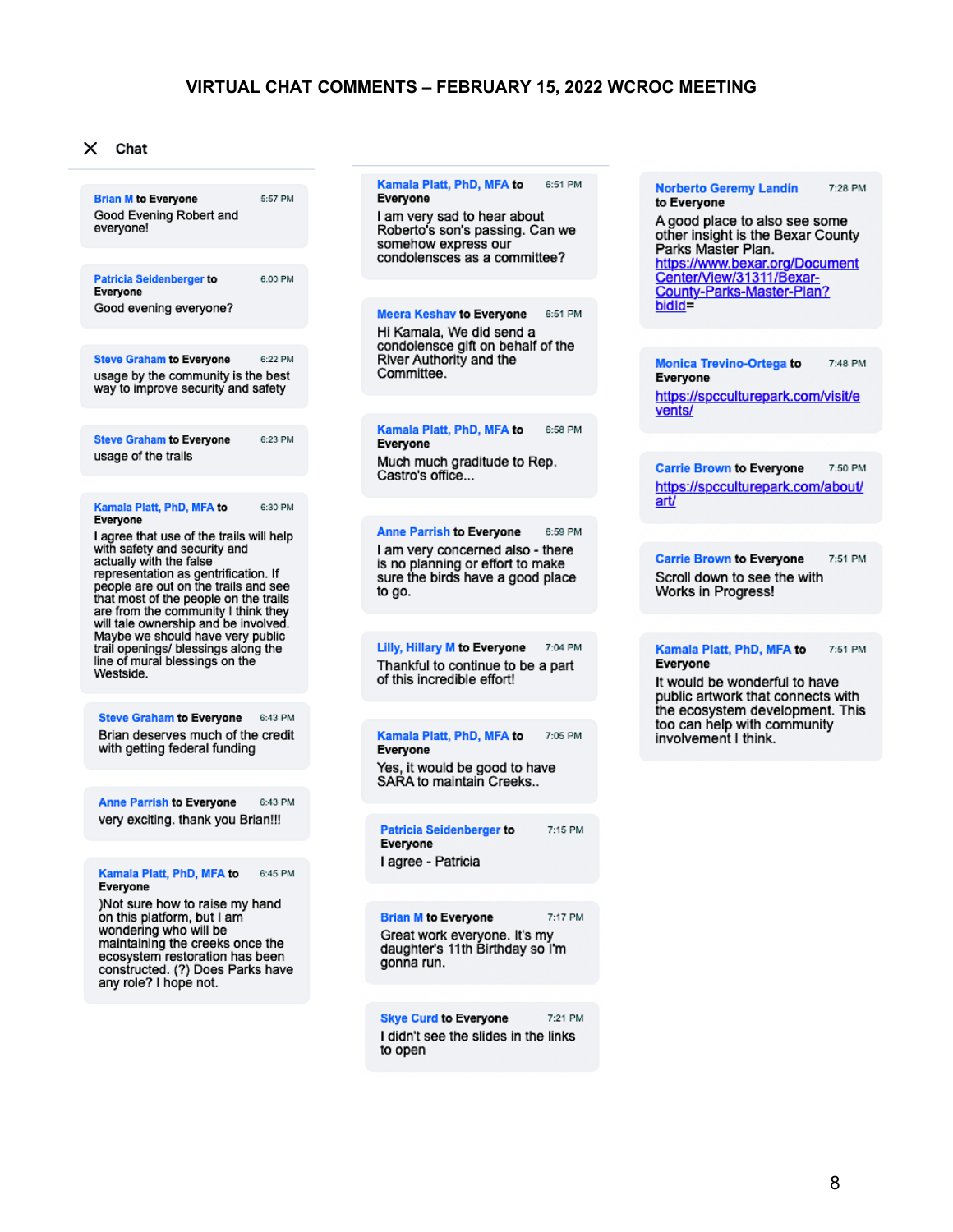# VIRTUAL CHAT COMMENTS – FEBRUARY 15, 2022 WCROC MEETING

Chat

**Brian M to Everyone** 5:57 PM
Good Evening Robert and everyone!

**Patricia Seidenberger to Everyone** 6:00 PM
Good evening everyone?

**Steve Graham to Everyone** 6:22 PM
usage by the community is the best way to improve security and safety

**Steve Graham to Everyone** 6:23 PM
usage of the trails

**Kamala Platt, PhD, MFA to Everyone** 6:30 PM
I agree that use of the trails will help with safety and security and actually with the false representation as gentrification. If people are out on the trails and see that most of the people on the trails are from the community I think they will tale ownership and be involved. Maybe we should have very public trail openings/ blessings along the line of mural blessings on the Westside.

**Steve Graham to Everyone** 6:43 PM
Brian deserves much of the credit with getting federal funding

**Anne Parrish to Everyone** 6:43 PM
very exciting. thank you Brian!!!

**Kamala Platt, PhD, MFA to Everyone** 6:45 PM
)Not sure how to raise my hand on this platform, but I am wondering who will be maintaining the creeks once the ecosystem restoration has been constructed. (?) Does Parks have any role? I hope not.

**Kamala Platt, PhD, MFA to Everyone** 6:51 PM
I am very sad to hear about Roberto's son's passing. Can we somehow express our condolensces as a committee?

**Meera Keshav to Everyone** 6:51 PM
Hi Kamala, We did send a condolensce gift on behalf of the River Authority and the Committee.

**Kamala Platt, PhD, MFA to Everyone** 6:58 PM
Much much graditude to Rep. Castro's office...

**Anne Parrish to Everyone** 6:59 PM
I am very concerned also - there is no planning or effort to make sure the birds have a good place to go.

**Lilly, Hillary M to Everyone** 7:04 PM
Thankful to continue to be a part of this incredible effort!

**Kamala Platt, PhD, MFA to Everyone** 7:05 PM
Yes, it would be good to have SARA to maintain Creeks..

**Patricia Seidenberger to Everyone** 7:15 PM
I agree - Patricia

**Brian M to Everyone** 7:17 PM
Great work everyone. It's my daughter's 11th Birthday so I'm gonna run.

**Skye Curd to Everyone** 7:21 PM
I didn't see the slides in the links to open

**Norberto Geremy Landin to Everyone** 7:28 PM
A good place to also see some other insight is the Bexar County Parks Master Plan. https://www.bexar.org/DocumentCenter/View/31311/Bexar-County-Parks-Master-Plan?bidId=

**Monica Trevino-Ortega to Everyone** 7:48 PM
https://spcculturepark.com/visit/events/

**Carrie Brown to Everyone** 7:50 PM
https://spcculturepark.com/about/art/

**Carrie Brown to Everyone** 7:51 PM
Scroll down to see the with Works in Progress!

**Kamala Platt, PhD, MFA to Everyone** 7:51 PM
It would be wonderful to have public artwork that connects with the ecosystem development. This too can help with community involvement I think.